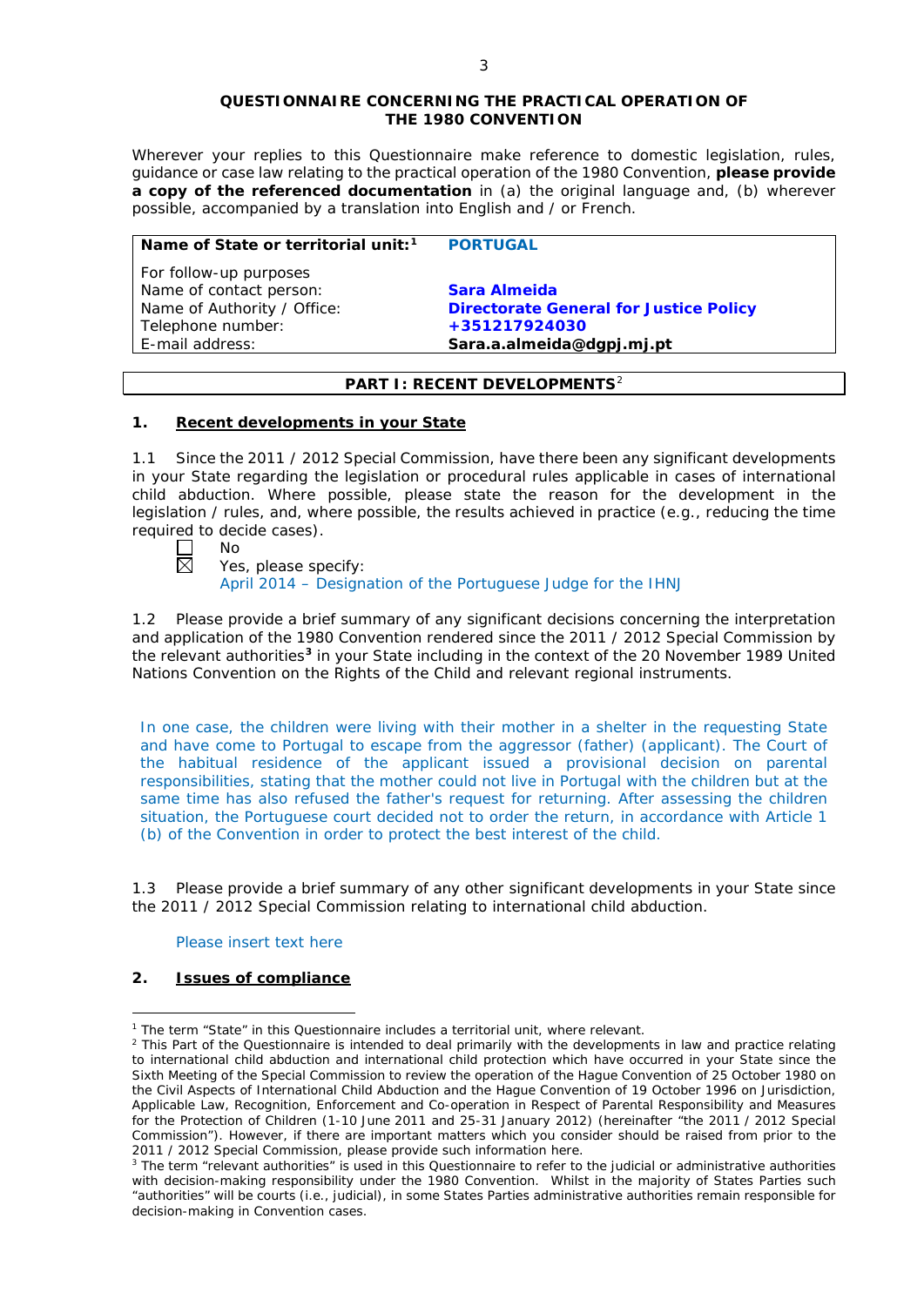**QUESTIONNAIRE CONCERNING THE PRACTICAL OPERATION OF THE 1980 CONVENTION**

Wherever your replies to this Questionnaire make reference to domestic legislation, rules, guidance or case law relating to the practical operation of the 1980 Convention, **please provide a copy of the referenced documentation** in (a) the original language and, (b) wherever possible, accompanied by a translation into English and / or French.

| **Name of State or territorial unit:**[1] | **PORTUGAL** |
|---|---|
| For follow-up purposes | |
| Name of contact person: | **Sara Almeida** |
| Name of Authority / Office: | **Directorate General for Justice Policy** |
| Telephone number: | **+351217924030** |
| E-mail address: | **Sara.a.almeida@dgpj.mj.pt** |

## PART I: RECENT DEVELOPMENTS[2]

### 1. Recent developments in your State

1.1 Since the 2011 / 2012 Special Commission, have there been any significant developments in your State regarding the legislation or procedural rules applicable in cases of international child abduction. Where possible, please state the reason for the development in the legislation / rules, and, where possible, the results achieved in practice (e.g., reducing the time required to decide cases).

☐ No

☒ Yes, please specify:
April 2014 – Designation of the Portuguese Judge for the IHNJ

1.2 Please provide a brief summary of any significant decisions concerning the interpretation and application of the 1980 Convention rendered since the 2011 / 2012 Special Commission by the relevant authorities[3] in your State including in the context of the 20 November 1989 United Nations Convention on the Rights of the Child and relevant regional instruments.

In one case, the children were living with their mother in a shelter in the requesting State and have come to Portugal to escape from the aggressor (father) (applicant). The Court of the habitual residence of the applicant issued a provisional decision on parental responsibilities, stating that the mother could not live in Portugal with the children but at the same time has also refused the father's request for returning. After assessing the children situation, the Portuguese court decided not to order the return, in accordance with Article 1 (b) of the Convention in order to protect the best interest of the child.

1.3 Please provide a brief summary of any other significant developments in your State since the 2011 / 2012 Special Commission relating to international child abduction.

Please insert text here

### 2. Issues of compliance

---

[1] The term "State" in this Questionnaire includes a territorial unit, where relevant.

[2] This Part of the Questionnaire is intended to deal primarily with the developments in law and practice relating to international child abduction and international child protection which have occurred in your State since the Sixth Meeting of the Special Commission to review the operation of the Hague Convention of 25 October 1980 on the Civil Aspects of International Child Abduction and the Hague Convention of 19 October 1996 on Jurisdiction, Applicable Law, Recognition, Enforcement and Co-operation in Respect of Parental Responsibility and Measures for the Protection of Children (1-10 June 2011 and 25-31 January 2012) (hereinafter "the 2011 / 2012 Special Commission"). However, if there are important matters which you consider should be raised from prior to the 2011 / 2012 Special Commission, please provide such information here.

[3] The term "relevant authorities" is used in this Questionnaire to refer to the judicial or administrative authorities with decision-making responsibility under the 1980 Convention. Whilst in the majority of States Parties such "authorities" will be courts (i.e., judicial), in some States Parties administrative authorities remain responsible for decision-making in Convention cases.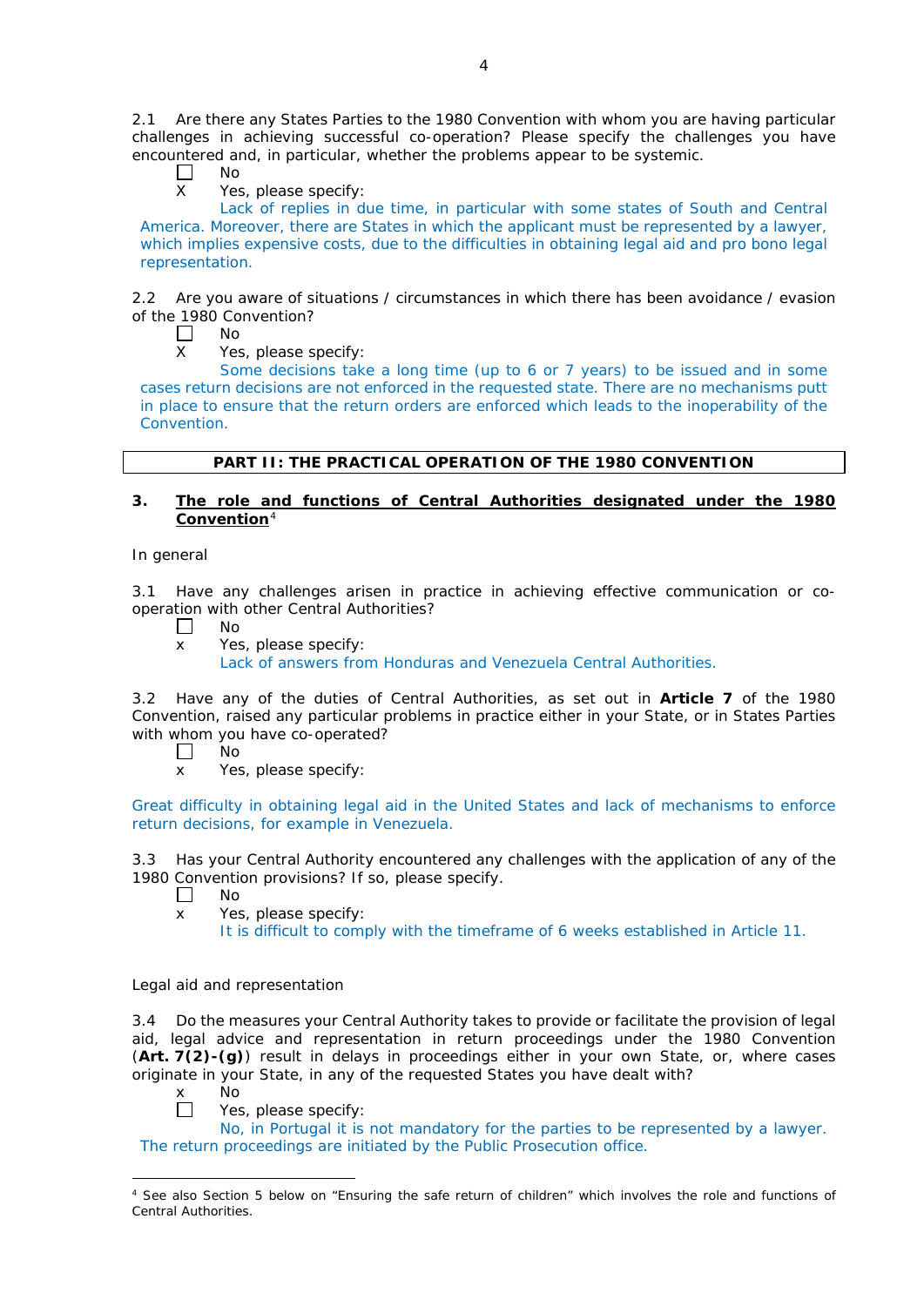2.1 Are there any States Parties to the 1980 Convention with whom you are having particular challenges in achieving successful co-operation? Please specify the challenges you have encountered and, in particular, whether the problems appear to be systemic.

☐ No

X Yes, please specify:

Lack of replies in due time, in particular with some states of South and Central America. Moreover, there are States in which the applicant must be represented by a lawyer, which implies expensive costs, due to the difficulties in obtaining legal aid and pro bono legal representation.

2.2 Are you aware of situations / circumstances in which there has been avoidance / evasion of the 1980 Convention?

☐ No

X Yes, please specify:

Some decisions take a long time (up to 6 or 7 years) to be issued and in some cases return decisions are not enforced in the requested state. There are no mechanisms putt in place to ensure that the return orders are enforced which leads to the inoperability of the Convention.

## PART II: THE PRACTICAL OPERATION OF THE 1980 CONVENTION

### 3. The role and functions of Central Authorities designated under the 1980 Convention[4]

In general

3.1 Have any challenges arisen in practice in achieving effective communication or co-operation with other Central Authorities?

☐ No

x Yes, please specify:

Lack of answers from Honduras and Venezuela Central Authorities.

3.2 Have any of the duties of Central Authorities, as set out in **Article 7** of the 1980 Convention, raised any particular problems in practice either in your State, or in States Parties with whom you have co-operated?

☐ No

x Yes, please specify:

Great difficulty in obtaining legal aid in the United States and lack of mechanisms to enforce return decisions, for example in Venezuela.

3.3 Has your Central Authority encountered any challenges with the application of any of the 1980 Convention provisions? If so, please specify.

☐ No

x Yes, please specify:

It is difficult to comply with the timeframe of 6 weeks established in Article 11.

Legal aid and representation

3.4 Do the measures your Central Authority takes to provide or facilitate the provision of legal aid, legal advice and representation in return proceedings under the 1980 Convention (**Art. 7(2)-(g)**) result in delays in proceedings either in your own State, or, where cases originate in your State, in any of the requested States you have dealt with?

x No

☐ Yes, please specify:

No, in Portugal it is not mandatory for the parties to be represented by a lawyer. The return proceedings are initiated by the Public Prosecution office.

[4] See also Section 5 below on "Ensuring the safe return of children" which involves the role and functions of Central Authorities.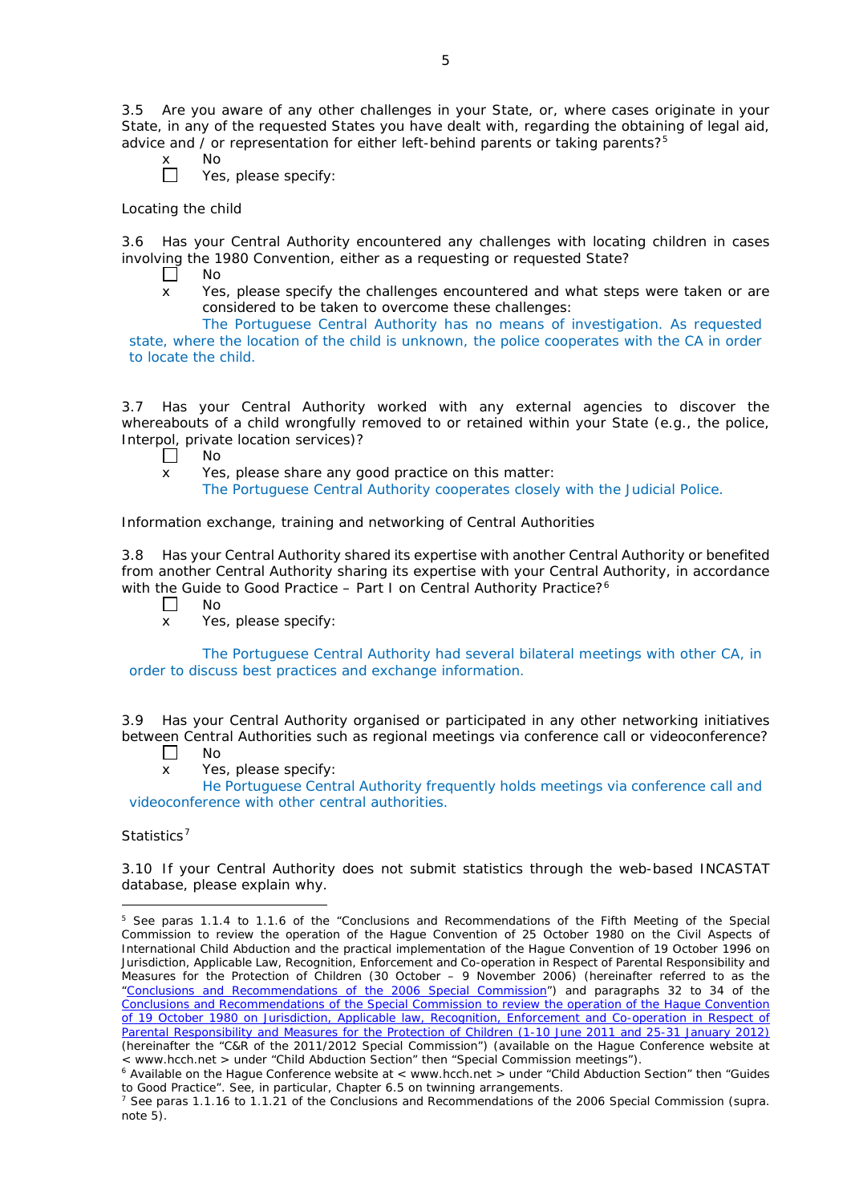3.5 Are you aware of any other challenges in your State, or, where cases originate in your State, in any of the requested States you have dealt with, regarding the obtaining of legal aid, advice and / or representation for either left-behind parents or taking parents?[5]

x No

☐ Yes, please specify:

Locating the child

3.6 Has your Central Authority encountered any challenges with locating children in cases involving the 1980 Convention, either as a requesting or requested State?

☐ No

x Yes, please specify the challenges encountered and what steps were taken or are considered to be taken to overcome these challenges:

The Portuguese Central Authority has no means of investigation. As requested state, where the location of the child is unknown, the police cooperates with the CA in order to locate the child.

3.7 Has your Central Authority worked with any external agencies to discover the whereabouts of a child wrongfully removed to or retained within your State (e.g., the police, Interpol, private location services)?

☐ No

x Yes, please share any good practice on this matter:

The Portuguese Central Authority cooperates closely with the Judicial Police.

Information exchange, training and networking of Central Authorities

3.8 Has your Central Authority shared its expertise with another Central Authority or benefited from another Central Authority sharing its expertise with your Central Authority, in accordance with the Guide to Good Practice – Part I on Central Authority Practice?[6]

☐ No

x Yes, please specify:

The Portuguese Central Authority had several bilateral meetings with other CA, in order to discuss best practices and exchange information.

3.9 Has your Central Authority organised or participated in any other networking initiatives between Central Authorities such as regional meetings via conference call or videoconference?

☐ No

x Yes, please specify:

He Portuguese Central Authority frequently holds meetings via conference call and videoconference with other central authorities.

Statistics[7]

3.10 If your Central Authority does not submit statistics through the web-based INCASTAT database, please explain why.

---

[5] See paras 1.1.4 to 1.1.6 of the "Conclusions and Recommendations of the Fifth Meeting of the Special Commission to review the operation of the Hague Convention of 25 October 1980 on the Civil Aspects of International Child Abduction and the practical implementation of the Hague Convention of 19 October 1996 on Jurisdiction, Applicable Law, Recognition, Enforcement and Co-operation in Respect of Parental Responsibility and Measures for the Protection of Children (30 October – 9 November 2006) (hereinafter referred to as the "Conclusions and Recommendations of the 2006 Special Commission") and paragraphs 32 to 34 of the Conclusions and Recommendations of the Special Commission to review the operation of the Hague Convention of 19 October 1980 on Jurisdiction, Applicable law, Recognition, Enforcement and Co-operation in Respect of Parental Responsibility and Measures for the Protection of Children (1-10 June 2011 and 25-31 January 2012) (hereinafter the "C&R of the 2011/2012 Special Commission") (available on the Hague Conference website at < www.hcch.net > under "Child Abduction Section" then "Special Commission meetings").

[6] Available on the Hague Conference website at < www.hcch.net > under "Child Abduction Section" then "Guides to Good Practice". See, in particular, Chapter 6.5 on twinning arrangements.

[7] See paras 1.1.16 to 1.1.21 of the Conclusions and Recommendations of the 2006 Special Commission (supra. note 5).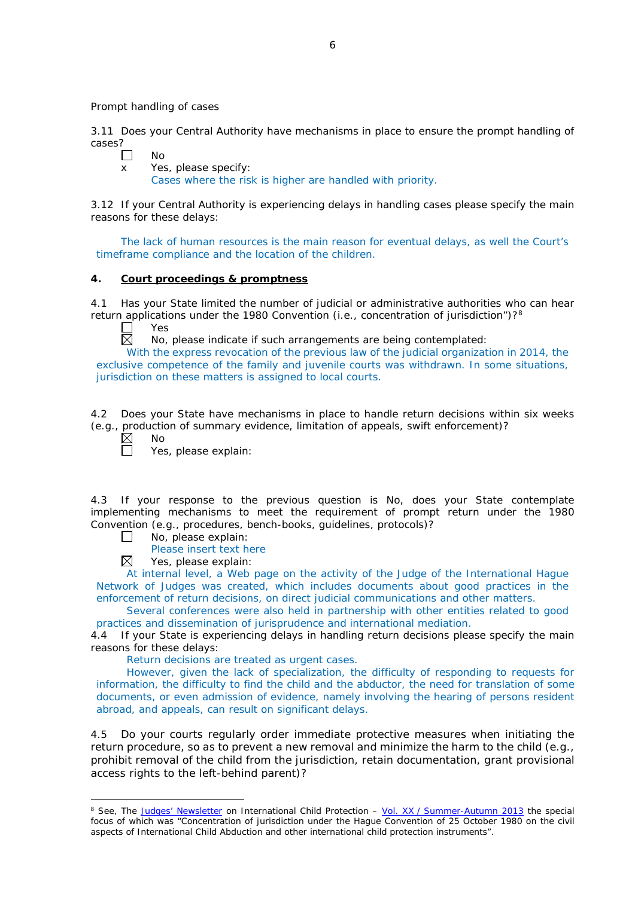Prompt handling of cases

3.11 Does your Central Authority have mechanisms in place to ensure the prompt handling of cases?

☐ No
x Yes, please specify:
Cases where the risk is higher are handled with priority.

3.12 If your Central Authority is experiencing delays in handling cases please specify the main reasons for these delays:

The lack of human resources is the main reason for eventual delays, as well the Court's timeframe compliance and the location of the children.

## 4. Court proceedings & promptness

4.1 Has your State limited the number of judicial or administrative authorities who can hear return applications under the 1980 Convention (i.e., concentration of jurisdiction")?[8]

☐ Yes
☒ No, please indicate if such arrangements are being contemplated:
With the express revocation of the previous law of the judicial organization in 2014, the exclusive competence of the family and juvenile courts was withdrawn. In some situations, jurisdiction on these matters is assigned to local courts.

4.2 Does your State have mechanisms in place to handle return decisions within six weeks (e.g., production of summary evidence, limitation of appeals, swift enforcement)?

☒ No
☐ Yes, please explain:

4.3 If your response to the previous question is No, does your State contemplate implementing mechanisms to meet the requirement of prompt return under the 1980 Convention (e.g., procedures, bench-books, guidelines, protocols)?

☐ No, please explain:
Please insert text here
☒ Yes, please explain:
At internal level, a Web page on the activity of the Judge of the International Hague Network of Judges was created, which includes documents about good practices in the enforcement of return decisions, on direct judicial communications and other matters.
Several conferences were also held in partnership with other entities related to good practices and dissemination of jurisprudence and international mediation.

4.4 If your State is experiencing delays in handling return decisions please specify the main reasons for these delays:

Return decisions are treated as urgent cases.
However, given the lack of specialization, the difficulty of responding to requests for information, the difficulty to find the child and the abductor, the need for translation of some documents, or even admission of evidence, namely involving the hearing of persons resident abroad, and appeals, can result on significant delays.

4.5 Do your courts regularly order immediate protective measures when initiating the return procedure, so as to prevent a new removal and minimize the harm to the child (e.g., prohibit removal of the child from the jurisdiction, retain documentation, grant provisional access rights to the left-behind parent)?

---

[8] See, The Judges' Newsletter on International Child Protection – Vol. XX / Summer-Autumn 2013 the special focus of which was "Concentration of jurisdiction under the Hague Convention of 25 October 1980 on the civil aspects of International Child Abduction and other international child protection instruments".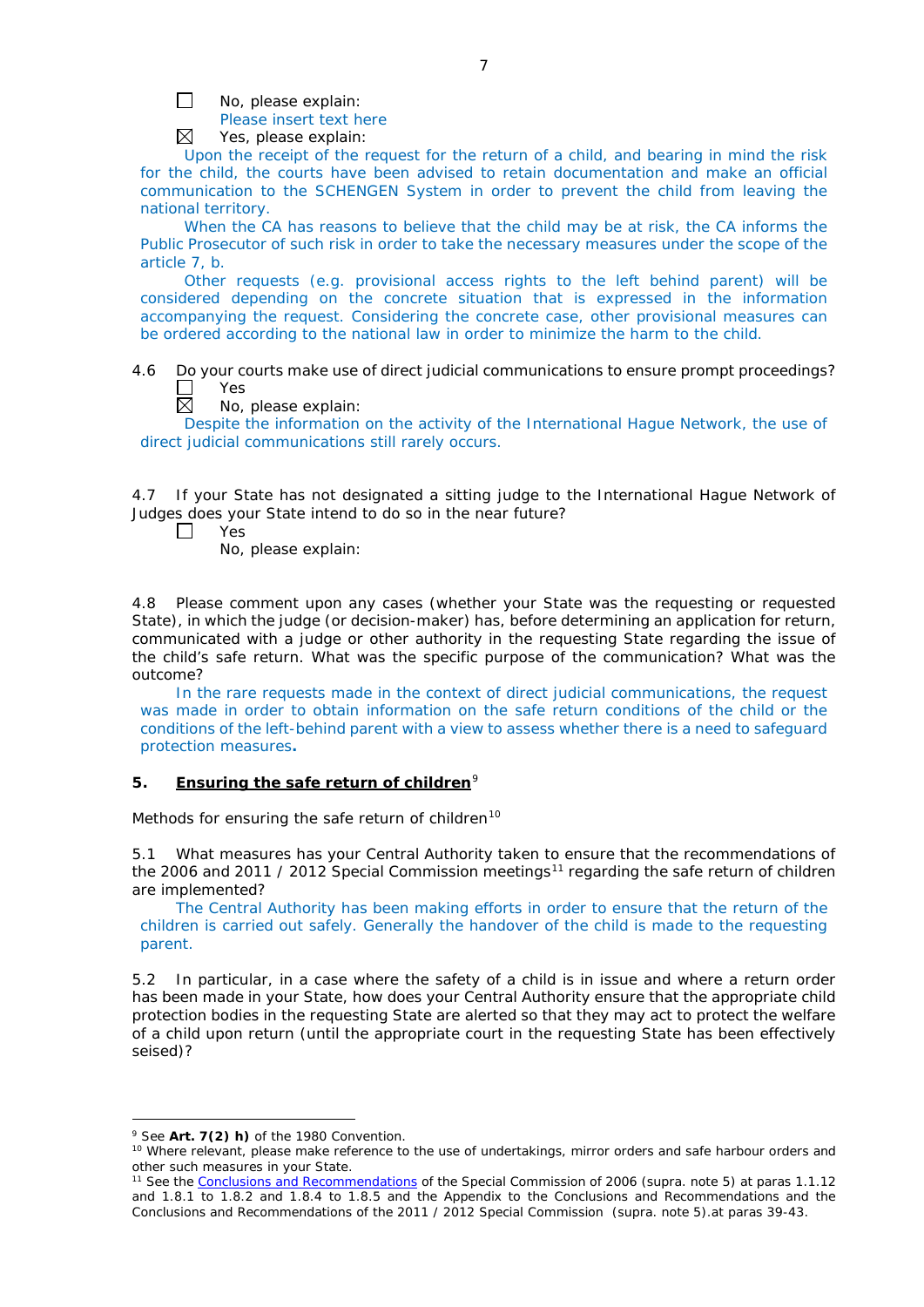☐ No, please explain:

Please insert text here

☒ Yes, please explain:

Upon the receipt of the request for the return of a child, and bearing in mind the risk for the child, the courts have been advised to retain documentation and make an official communication to the SCHENGEN System in order to prevent the child from leaving the national territory.

When the CA has reasons to believe that the child may be at risk, the CA informs the Public Prosecutor of such risk in order to take the necessary measures under the scope of the article 7, b.

Other requests (e.g. provisional access rights to the left behind parent) will be considered depending on the concrete situation that is expressed in the information accompanying the request. Considering the concrete case, other provisional measures can be ordered according to the national law in order to minimize the harm to the child.

4.6 Do your courts make use of direct judicial communications to ensure prompt proceedings?

☐ Yes

☒ No, please explain:

Despite the information on the activity of the International Hague Network, the use of direct judicial communications still rarely occurs.

4.7 If your State has not designated a sitting judge to the International Hague Network of Judges does your State intend to do so in the near future?

☐ Yes

No, please explain:

4.8 Please comment upon any cases (whether your State was the requesting or requested State), in which the judge (or decision-maker) has, before determining an application for return, communicated with a judge or other authority in the requesting State regarding the issue of the child's safe return. What was the specific purpose of the communication? What was the outcome?

In the rare requests made in the context of direct judicial communications, the request was made in order to obtain information on the safe return conditions of the child or the conditions of the left-behind parent with a view to assess whether there is a need to safeguard protection measures**.**

## 5. Ensuring the safe return of children[9]

Methods for ensuring the safe return of children[10]

5.1 What measures has your Central Authority taken to ensure that the recommendations of the 2006 and 2011 / 2012 Special Commission meetings[11] regarding the safe return of children are implemented?

The Central Authority has been making efforts in order to ensure that the return of the children is carried out safely. Generally the handover of the child is made to the requesting parent.

5.2 In particular, in a case where the safety of a child is in issue and where a return order has been made in your State, how does your Central Authority ensure that the appropriate child protection bodies in the requesting State are alerted so that they may act to protect the welfare of a child upon return (until the appropriate court in the requesting State has been effectively seised)?

---

[9] See **Art. 7(2) h)** of the 1980 Convention.

[10] Where relevant, please make reference to the use of undertakings, mirror orders and safe harbour orders and other such measures in your State.

[11] See the Conclusions and Recommendations of the Special Commission of 2006 (supra. note 5) at paras 1.1.12 and 1.8.1 to 1.8.2 and 1.8.4 to 1.8.5 and the Appendix to the Conclusions and Recommendations and the Conclusions and Recommendations of the 2011 / 2012 Special Commission (supra. note 5).at paras 39-43.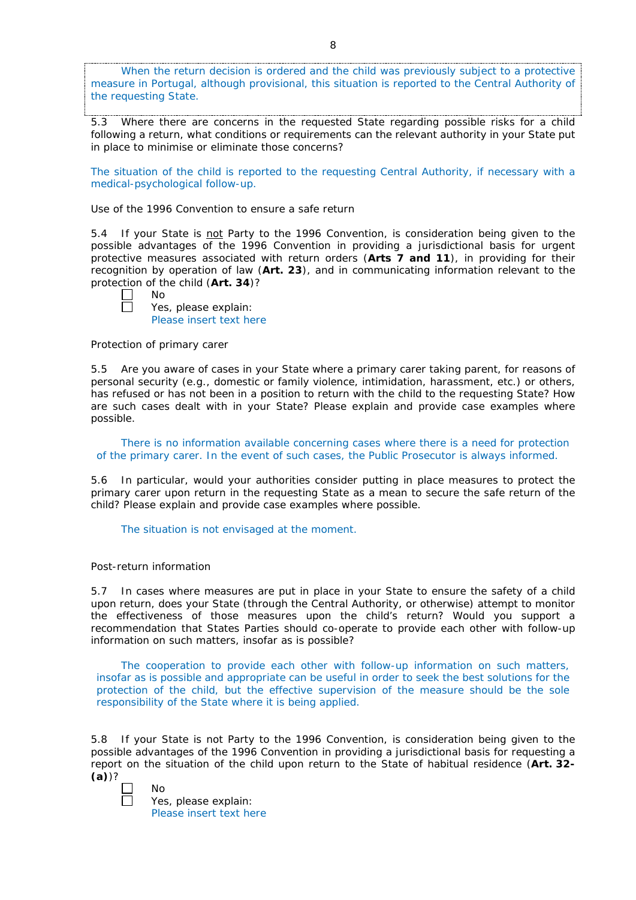When the return decision is ordered and the child was previously subject to a protective measure in Portugal, although provisional, this situation is reported to the Central Authority of the requesting State.

5.3 Where there are concerns in the requested State regarding possible risks for a child following a return, what conditions or requirements can the relevant authority in your State put in place to minimise or eliminate those concerns?

The situation of the child is reported to the requesting Central Authority, if necessary with a medical-psychological follow-up.

Use of the 1996 Convention to ensure a safe return

5.4 If your State is not Party to the 1996 Convention, is consideration being given to the possible advantages of the 1996 Convention in providing a jurisdictional basis for urgent protective measures associated with return orders (**Arts 7 and 11**), in providing for their recognition by operation of law (**Art. 23**), and in communicating information relevant to the protection of the child (**Art. 34**)?

☐ No
☐ Yes, please explain:
Please insert text here

Protection of primary carer

5.5 Are you aware of cases in your State where a primary carer taking parent, for reasons of personal security (e.g., domestic or family violence, intimidation, harassment, etc.) or others, has refused or has not been in a position to return with the child to the requesting State? How are such cases dealt with in your State? Please explain and provide case examples where possible.

There is no information available concerning cases where there is a need for protection of the primary carer. In the event of such cases, the Public Prosecutor is always informed.

5.6 In particular, would your authorities consider putting in place measures to protect the primary carer upon return in the requesting State as a mean to secure the safe return of the child? Please explain and provide case examples where possible.

The situation is not envisaged at the moment.

Post-return information

5.7 In cases where measures are put in place in your State to ensure the safety of a child upon return, does your State (through the Central Authority, or otherwise) attempt to monitor the effectiveness of those measures upon the child's return? Would you support a recommendation that States Parties should co-operate to provide each other with follow-up information on such matters, insofar as is possible?

The cooperation to provide each other with follow-up information on such matters, insofar as is possible and appropriate can be useful in order to seek the best solutions for the protection of the child, but the effective supervision of the measure should be the sole responsibility of the State where it is being applied.

5.8 If your State is not Party to the 1996 Convention, is consideration being given to the possible advantages of the 1996 Convention in providing a jurisdictional basis for requesting a report on the situation of the child upon return to the State of habitual residence (**Art. 32-(a)**)?

☐ No
☐ Yes, please explain:
Please insert text here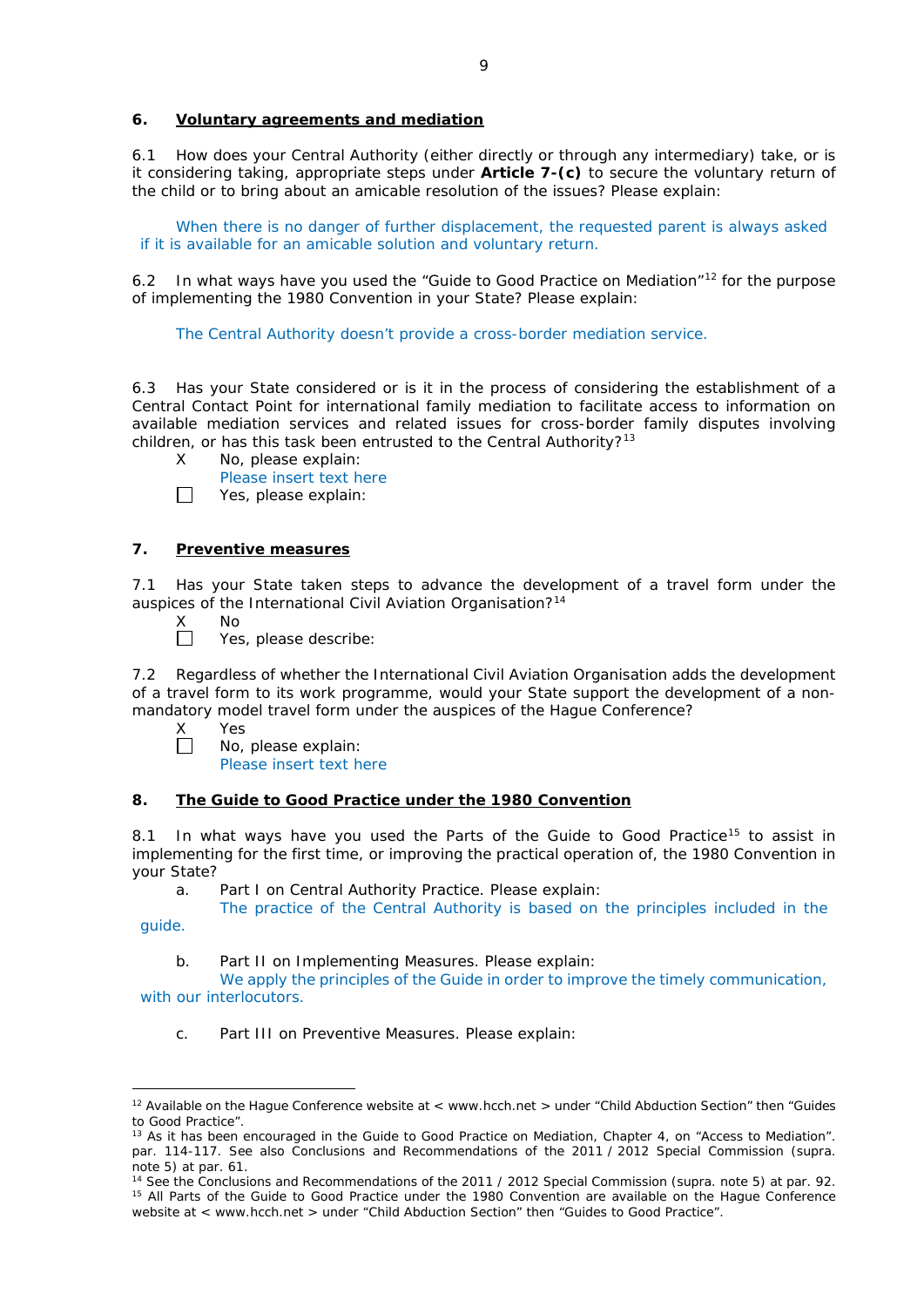## 6. Voluntary agreements and mediation

6.1 How does your Central Authority (either directly or through any intermediary) take, or is it considering taking, appropriate steps under **Article 7-(c)** to secure the voluntary return of the child or to bring about an amicable resolution of the issues? Please explain:

When there is no danger of further displacement, the requested parent is always asked if it is available for an amicable solution and voluntary return.

6.2 In what ways have you used the "Guide to Good Practice on Mediation"[12] for the purpose of implementing the 1980 Convention in your State? Please explain:

The Central Authority doesn't provide a cross-border mediation service.

6.3 Has your State considered or is it in the process of considering the establishment of a Central Contact Point for international family mediation to facilitate access to information on available mediation services and related issues for cross-border family disputes involving children, or has this task been entrusted to the Central Authority?[13]

X No, please explain:
Please insert text here

☐ Yes, please explain:

## 7. Preventive measures

7.1 Has your State taken steps to advance the development of a travel form under the auspices of the International Civil Aviation Organisation?[14]

X No

☐ Yes, please describe:

7.2 Regardless of whether the International Civil Aviation Organisation adds the development of a travel form to its work programme, would your State support the development of a non-mandatory model travel form under the auspices of the Hague Conference?

X Yes

☐ No, please explain:
Please insert text here

## 8. The Guide to Good Practice under the 1980 Convention

8.1 In what ways have you used the Parts of the Guide to Good Practice[15] to assist in implementing for the first time, or improving the practical operation of, the 1980 Convention in your State?

a. Part I on Central Authority Practice. Please explain:
The practice of the Central Authority is based on the principles included in the guide.

b. Part II on Implementing Measures. Please explain:
We apply the principles of the Guide in order to improve the timely communication, with our interlocutors.

c. Part III on Preventive Measures. Please explain:

---

[12] Available on the Hague Conference website at < www.hcch.net > under "Child Abduction Section" then "Guides to Good Practice".

[13] As it has been encouraged in the Guide to Good Practice on Mediation, Chapter 4, on "Access to Mediation". par. 114-117. See also Conclusions and Recommendations of the 2011 / 2012 Special Commission (supra. note 5) at par. 61.

[14] See the Conclusions and Recommendations of the 2011 / 2012 Special Commission (supra. note 5) at par. 92.

[15] All Parts of the Guide to Good Practice under the 1980 Convention are available on the Hague Conference website at < www.hcch.net > under "Child Abduction Section" then "Guides to Good Practice".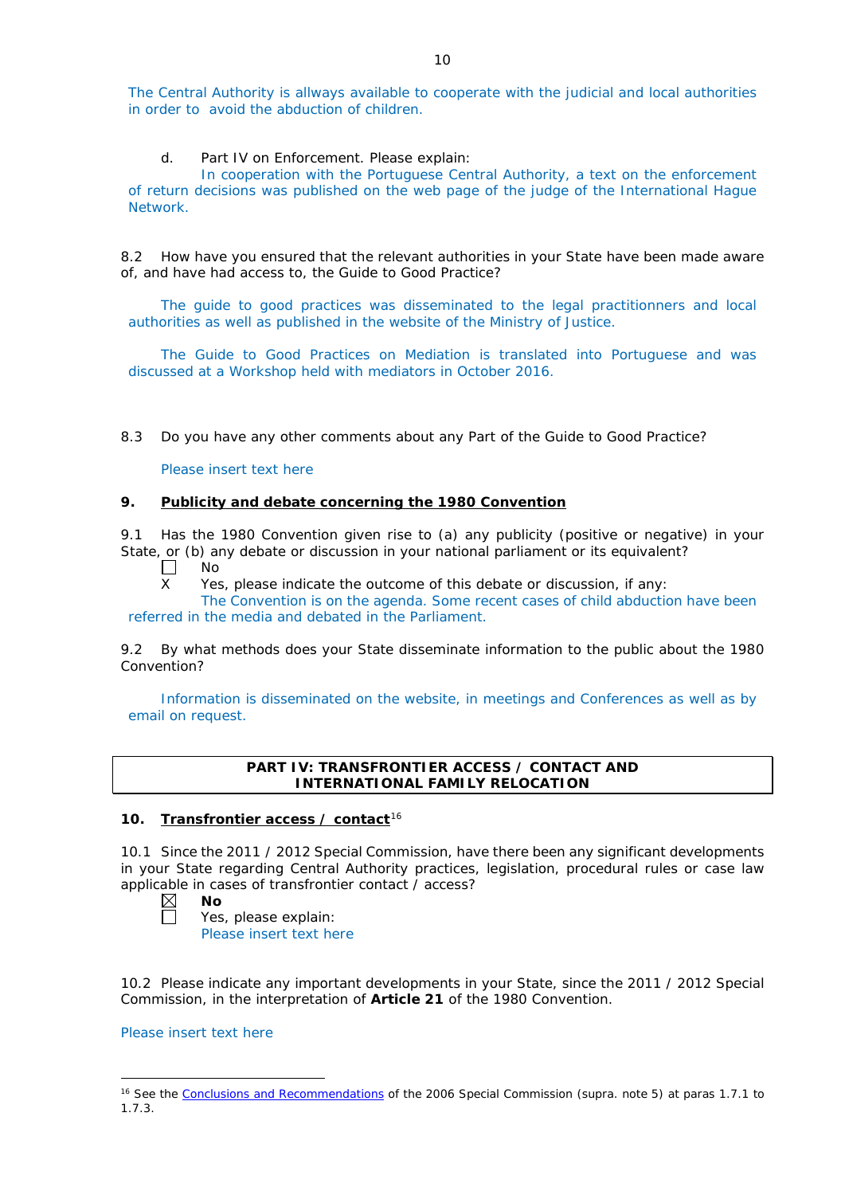The Central Authority is allways available to cooperate with the judicial and local authorities in order to avoid the abduction of children.

d. Part IV on Enforcement. Please explain:

In cooperation with the Portuguese Central Authority, a text on the enforcement of return decisions was published on the web page of the judge of the International Hague Network.

8.2 How have you ensured that the relevant authorities in your State have been made aware of, and have had access to, the Guide to Good Practice?

The guide to good practices was disseminated to the legal practitionners and local authorities as well as published in the website of the Ministry of Justice.

The Guide to Good Practices on Mediation is translated into Portuguese and was discussed at a Workshop held with mediators in October 2016.

8.3 Do you have any other comments about any Part of the Guide to Good Practice?

Please insert text here

### 9. Publicity and debate concerning the 1980 Convention

9.1 Has the 1980 Convention given rise to (a) any publicity (positive or negative) in your State, or (b) any debate or discussion in your national parliament or its equivalent?

☐ No

X Yes, please indicate the outcome of this debate or discussion, if any:

The Convention is on the agenda. Some recent cases of child abduction have been referred in the media and debated in the Parliament.

9.2 By what methods does your State disseminate information to the public about the 1980 Convention?

Information is disseminated on the website, in meetings and Conferences as well as by email on request.

## PART IV: TRANSFRONTIER ACCESS / CONTACT AND INTERNATIONAL FAMILY RELOCATION

### 10. Transfrontier access / contact[16]

10.1 Since the 2011 / 2012 Special Commission, have there been any significant developments in your State regarding Central Authority practices, legislation, procedural rules or case law applicable in cases of transfrontier contact / access?

☒ **No**

☐ Yes, please explain:

Please insert text here

10.2 Please indicate any important developments in your State, since the 2011 / 2012 Special Commission, in the interpretation of **Article 21** of the 1980 Convention.

Please insert text here

---

[16] See the Conclusions and Recommendations of the 2006 Special Commission (supra. note 5) at paras 1.7.1 to 1.7.3.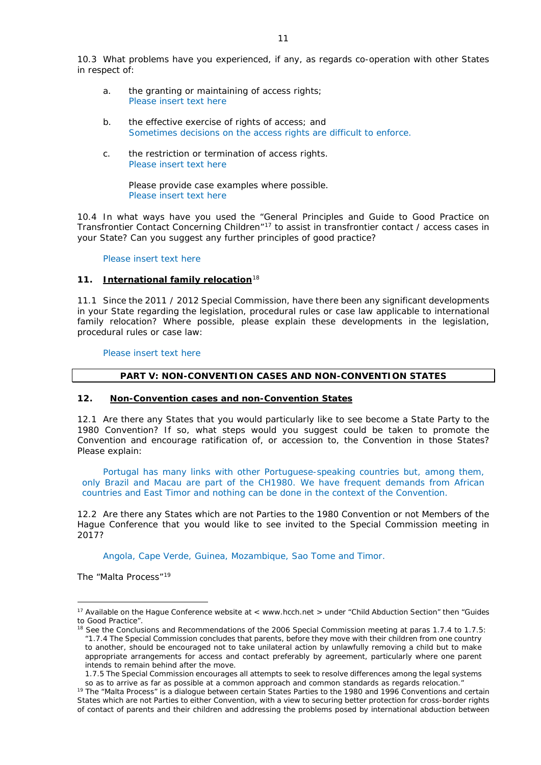10.3 What problems have you experienced, if any, as regards co-operation with other States in respect of:

a. the granting or maintaining of access rights;
Please insert text here

b. the effective exercise of rights of access; and
Sometimes decisions on the access rights are difficult to enforce.

c. the restriction or termination of access rights.
Please insert text here

Please provide case examples where possible.
Please insert text here

10.4 In what ways have you used the "General Principles and Guide to Good Practice on Transfrontier Contact Concerning Children"[17] to assist in transfrontier contact / access cases in your State? Can you suggest any further principles of good practice?

Please insert text here

### 11. International family relocation[18]

11.1 Since the 2011 / 2012 Special Commission, have there been any significant developments in your State regarding the legislation, procedural rules or case law applicable to international family relocation? Where possible, please explain these developments in the legislation, procedural rules or case law:

Please insert text here

## PART V: NON-CONVENTION CASES AND NON-CONVENTION STATES

### 12. Non-Convention cases and non-Convention States

12.1 Are there any States that you would particularly like to see become a State Party to the 1980 Convention? If so, what steps would you suggest could be taken to promote the Convention and encourage ratification of, or accession to, the Convention in those States? Please explain:

Portugal has many links with other Portuguese-speaking countries but, among them, only Brazil and Macau are part of the CH1980. We have frequent demands from African countries and East Timor and nothing can be done in the context of the Convention.

12.2 Are there any States which are not Parties to the 1980 Convention or not Members of the Hague Conference that you would like to see invited to the Special Commission meeting in 2017?

Angola, Cape Verde, Guinea, Mozambique, Sao Tome and Timor.

The "Malta Process"[19]

---

[17] Available on the Hague Conference website at < www.hcch.net > under "Child Abduction Section" then "Guides to Good Practice".

[18] See the Conclusions and Recommendations of the 2006 Special Commission meeting at paras 1.7.4 to 1.7.5: "1.7.4 The Special Commission concludes that parents, before they move with their children from one country to another, should be encouraged not to take unilateral action by unlawfully removing a child but to make appropriate arrangements for access and contact preferably by agreement, particularly where one parent intends to remain behind after the move.
1.7.5 The Special Commission encourages all attempts to seek to resolve differences among the legal systems so as to arrive as far as possible at a common approach and common standards as regards relocation."

[19] The "Malta Process" is a dialogue between certain States Parties to the 1980 and 1996 Conventions and certain States which are not Parties to either Convention, with a view to securing better protection for cross-border rights of contact of parents and their children and addressing the problems posed by international abduction between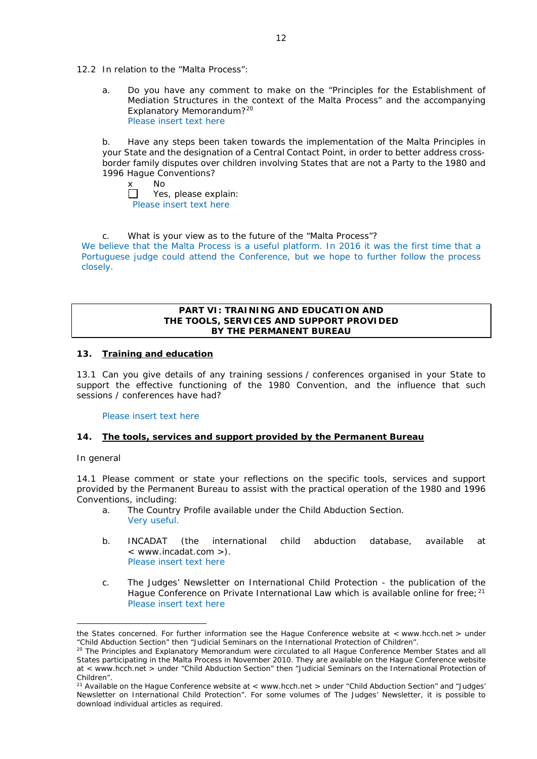12.2 In relation to the "Malta Process":

a. Do you have any comment to make on the "Principles for the Establishment of Mediation Structures in the context of the Malta Process" and the accompanying Explanatory Memorandum?[20]
Please insert text here

b. Have any steps been taken towards the implementation of the Malta Principles in your State and the designation of a Central Contact Point, in order to better address cross-border family disputes over children involving States that are not a Party to the 1980 and 1996 Hague Conventions?

x No
☐ Yes, please explain:
Please insert text here

c. What is your view as to the future of the "Malta Process"?
We believe that the Malta Process is a useful platform. In 2016 it was the first time that a Portuguese judge could attend the Conference, but we hope to further follow the process closely.

**PART VI: TRAINING AND EDUCATION AND THE TOOLS, SERVICES AND SUPPORT PROVIDED BY THE PERMANENT BUREAU**

## 13. Training and education

13.1 Can you give details of any training sessions / conferences organised in your State to support the effective functioning of the 1980 Convention, and the influence that such sessions / conferences have had?

Please insert text here

## 14. The tools, services and support provided by the Permanent Bureau

In general

14.1 Please comment or state your reflections on the specific tools, services and support provided by the Permanent Bureau to assist with the practical operation of the 1980 and 1996 Conventions, including:

a. The Country Profile available under the Child Abduction Section.
Very useful.

b. INCADAT (the international child abduction database, available at < www.incadat.com >).
Please insert text here

c. The Judges' Newsletter on International Child Protection - the publication of the Hague Conference on Private International Law which is available online for free;[21]
Please insert text here

---

the States concerned. For further information see the Hague Conference website at < www.hcch.net > under "Child Abduction Section" then "Judicial Seminars on the International Protection of Children".

[20] The Principles and Explanatory Memorandum were circulated to all Hague Conference Member States and all States participating in the Malta Process in November 2010. They are available on the Hague Conference website at < www.hcch.net > under "Child Abduction Section" then "Judicial Seminars on the International Protection of Children".

[21] Available on the Hague Conference website at < www.hcch.net > under "Child Abduction Section" and "Judges' Newsletter on International Child Protection". For some volumes of The Judges' Newsletter, it is possible to download individual articles as required.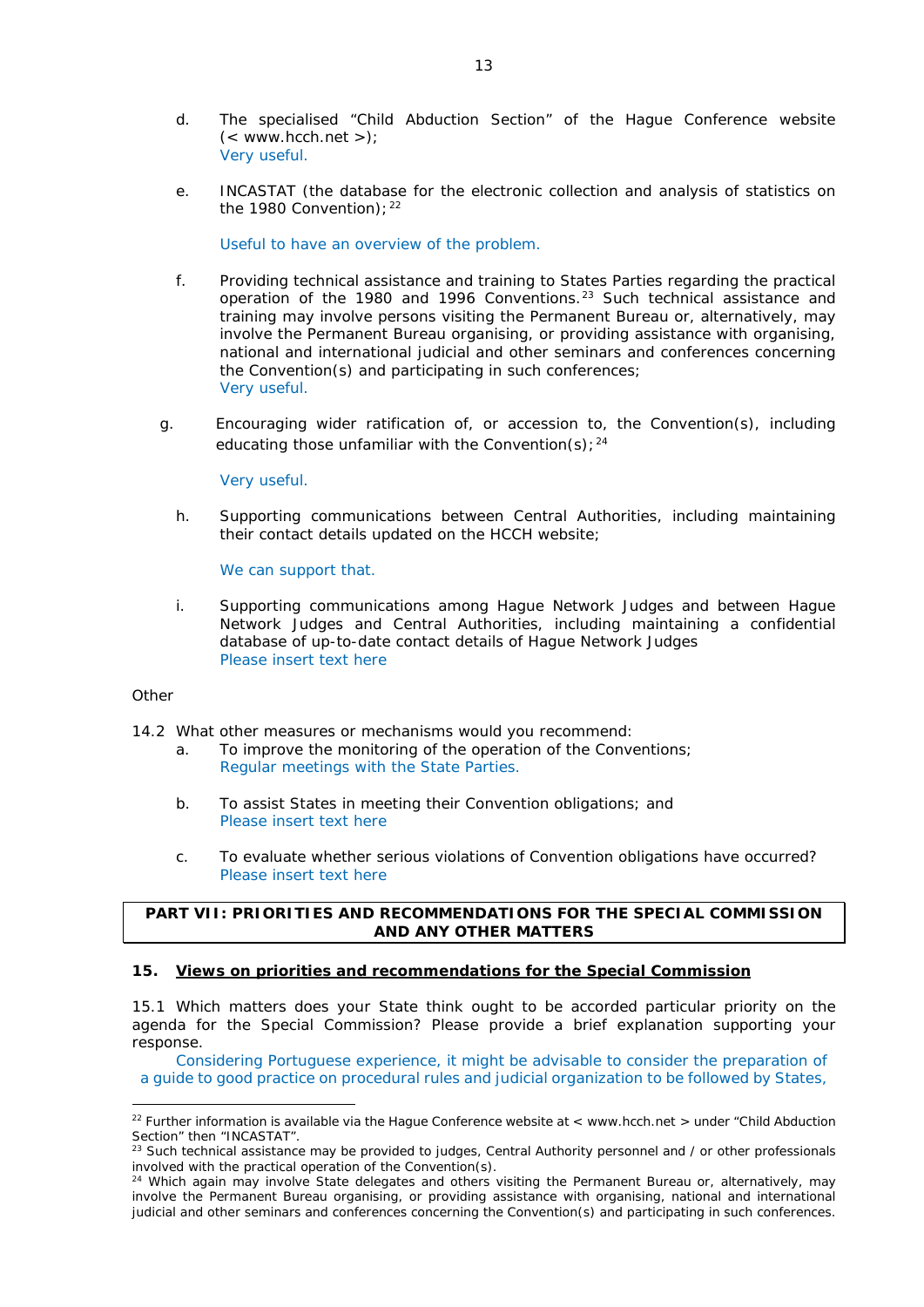d. The specialised "Child Abduction Section" of the Hague Conference website (< www.hcch.net >);
   Very useful.

e. INCASTAT (the database for the electronic collection and analysis of statistics on the 1980 Convention);[22]

   Useful to have an overview of the problem.

f. Providing technical assistance and training to States Parties regarding the practical operation of the 1980 and 1996 Conventions.[23] Such technical assistance and training may involve persons visiting the Permanent Bureau or, alternatively, may involve the Permanent Bureau organising, or providing assistance with organising, national and international judicial and other seminars and conferences concerning the Convention(s) and participating in such conferences;
   Very useful.

g. Encouraging wider ratification of, or accession to, the Convention(s), including educating those unfamiliar with the Convention(s);[24]

   Very useful.

h. Supporting communications between Central Authorities, including maintaining their contact details updated on the HCCH website;

   We can support that.

i. Supporting communications among Hague Network Judges and between Hague Network Judges and Central Authorities, including maintaining a confidential database of up-to-date contact details of Hague Network Judges
   Please insert text here

Other

14.2 What other measures or mechanisms would you recommend:

a. To improve the monitoring of the operation of the Conventions;
   Regular meetings with the State Parties.

b. To assist States in meeting their Convention obligations; and
   Please insert text here

c. To evaluate whether serious violations of Convention obligations have occurred?
   Please insert text here

## PART VII: PRIORITIES AND RECOMMENDATIONS FOR THE SPECIAL COMMISSION AND ANY OTHER MATTERS

### 15. Views on priorities and recommendations for the Special Commission

15.1 Which matters does your State think ought to be accorded particular priority on the agenda for the Special Commission? Please provide a brief explanation supporting your response.

Considering Portuguese experience, it might be advisable to consider the preparation of a guide to good practice on procedural rules and judicial organization to be followed by States,

---

[22] Further information is available via the Hague Conference website at < www.hcch.net > under "Child Abduction Section" then "INCASTAT".

[23] Such technical assistance may be provided to judges, Central Authority personnel and / or other professionals involved with the practical operation of the Convention(s).

[24] Which again may involve State delegates and others visiting the Permanent Bureau or, alternatively, may involve the Permanent Bureau organising, or providing assistance with organising, national and international judicial and other seminars and conferences concerning the Convention(s) and participating in such conferences.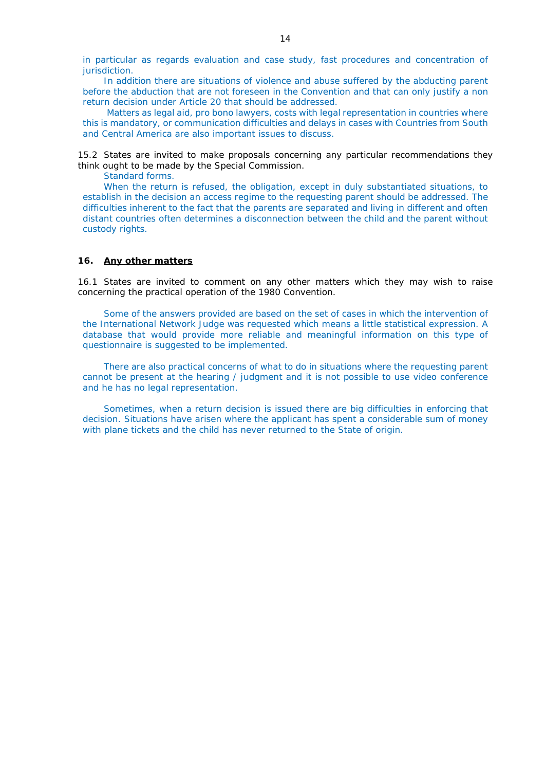in particular as regards evaluation and case study, fast procedures and concentration of jurisdiction.

In addition there are situations of violence and abuse suffered by the abducting parent before the abduction that are not foreseen in the Convention and that can only justify a non return decision under Article 20 that should be addressed.

Matters as legal aid, pro bono lawyers, costs with legal representation in countries where this is mandatory, or communication difficulties and delays in cases with Countries from South and Central America are also important issues to discuss.

15.2 States are invited to make proposals concerning any particular recommendations they think ought to be made by the Special Commission.

Standard forms.

When the return is refused, the obligation, except in duly substantiated situations, to establish in the decision an access regime to the requesting parent should be addressed. The difficulties inherent to the fact that the parents are separated and living in different and often distant countries often determines a disconnection between the child and the parent without custody rights.

## 16. **Any other matters**

16.1 States are invited to comment on any other matters which they may wish to raise concerning the practical operation of the 1980 Convention.

Some of the answers provided are based on the set of cases in which the intervention of the International Network Judge was requested which means a little statistical expression. A database that would provide more reliable and meaningful information on this type of questionnaire is suggested to be implemented.

There are also practical concerns of what to do in situations where the requesting parent cannot be present at the hearing / judgment and it is not possible to use video conference and he has no legal representation.

Sometimes, when a return decision is issued there are big difficulties in enforcing that decision. Situations have arisen where the applicant has spent a considerable sum of money with plane tickets and the child has never returned to the State of origin.